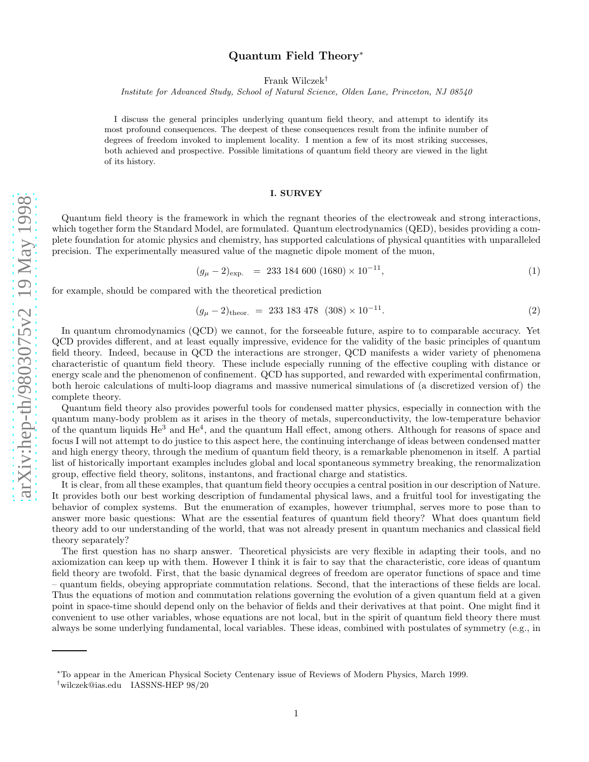# Quantum Field Theory*

Frank Wilczek†

*Institute for Advanced Study, School of Natural Science, Olden Lane, Princeton, NJ 08540*

I discuss the general principles underlying quantum field theory, and attempt to identify its most profound consequences. The deepest of these consequences result from the infinite number of degrees of freedom invoked to implement locality. I mention a few of its most striking successes, both achieved and prospective. Possible limitations of quantum field theory are viewed in the light of its history.

## I. SURVEY

Quantum field theory is the framework in which the regnant theories of the electroweak and strong interactions, which together form the Standard Model, are formulated. Quantum electrodynamics (QED), besides providing a complete foundation for atomic physics and chemistry, has supported calculations of physical quantities with unparalleled precision. The experimentally measured value of the magnetic dipole moment of the muon,

$$(g_\mu - 2)_{\text{exp.}} \;=\; 233\;184\;600\;(1680) \times 10^{-11}, \tag{1}$$

for example, should be compared with the theoretical prediction

$$(g_\mu - 2)_{\text{theor.}} \;=\; 233\;183\;478\;\;(308) \times 10^{-11}. \tag{2}$$

In quantum chromodynamics (QCD) we cannot, for the forseeable future, aspire to to comparable accuracy. Yet QCD provides different, and at least equally impressive, evidence for the validity of the basic principles of quantum field theory. Indeed, because in QCD the interactions are stronger, QCD manifests a wider variety of phenomena characteristic of quantum field theory. These include especially running of the effective coupling with distance or energy scale and the phenomenon of confinement. QCD has supported, and rewarded with experimental confirmation, both heroic calculations of multi-loop diagrams and massive numerical simulations of (a discretized version of) the complete theory.

Quantum field theory also provides powerful tools for condensed matter physics, especially in connection with the quantum many-body problem as it arises in the theory of metals, superconductivity, the low-temperature behavior of the quantum liquids $He^3$ and $He^4$, and the quantum Hall effect, among others. Although for reasons of space and focus I will not attempt to do justice to this aspect here, the continuing interchange of ideas between condensed matter and high energy theory, through the medium of quantum field theory, is a remarkable phenomenon in itself. A partial list of historically important examples includes global and local spontaneous symmetry breaking, the renormalization group, effective field theory, solitons, instantons, and fractional charge and statistics.

It is clear, from all these examples, that quantum field theory occupies a central position in our description of Nature. It provides both our best working description of fundamental physical laws, and a fruitful tool for investigating the behavior of complex systems. But the enumeration of examples, however triumphal, serves more to pose than to answer more basic questions: What are the essential features of quantum field theory? What does quantum field theory add to our understanding of the world, that was not already present in quantum mechanics and classical field theory separately?

The first question has no sharp answer. Theoretical physicists are very flexible in adapting their tools, and no axiomization can keep up with them. However I think it is fair to say that the characteristic, core ideas of quantum field theory are twofold. First, that the basic dynamical degrees of freedom are operator functions of space and time – quantum fields, obeying appropriate commutation relations. Second, that the interactions of these fields are local. Thus the equations of motion and commutation relations governing the evolution of a given quantum field at a given point in space-time should depend only on the behavior of fields and their derivatives at that point. One might find it convenient to use other variables, whose equations are not local, but in the spirit of quantum field theory there must always be some underlying fundamental, local variables. These ideas, combined with postulates of symmetry (e.g., in

---

*To appear in the American Physical Society Centenary issue of Reviews of Modern Physics, March 1999.

†wilczek@ias.edu IASSNS-HEP 98/20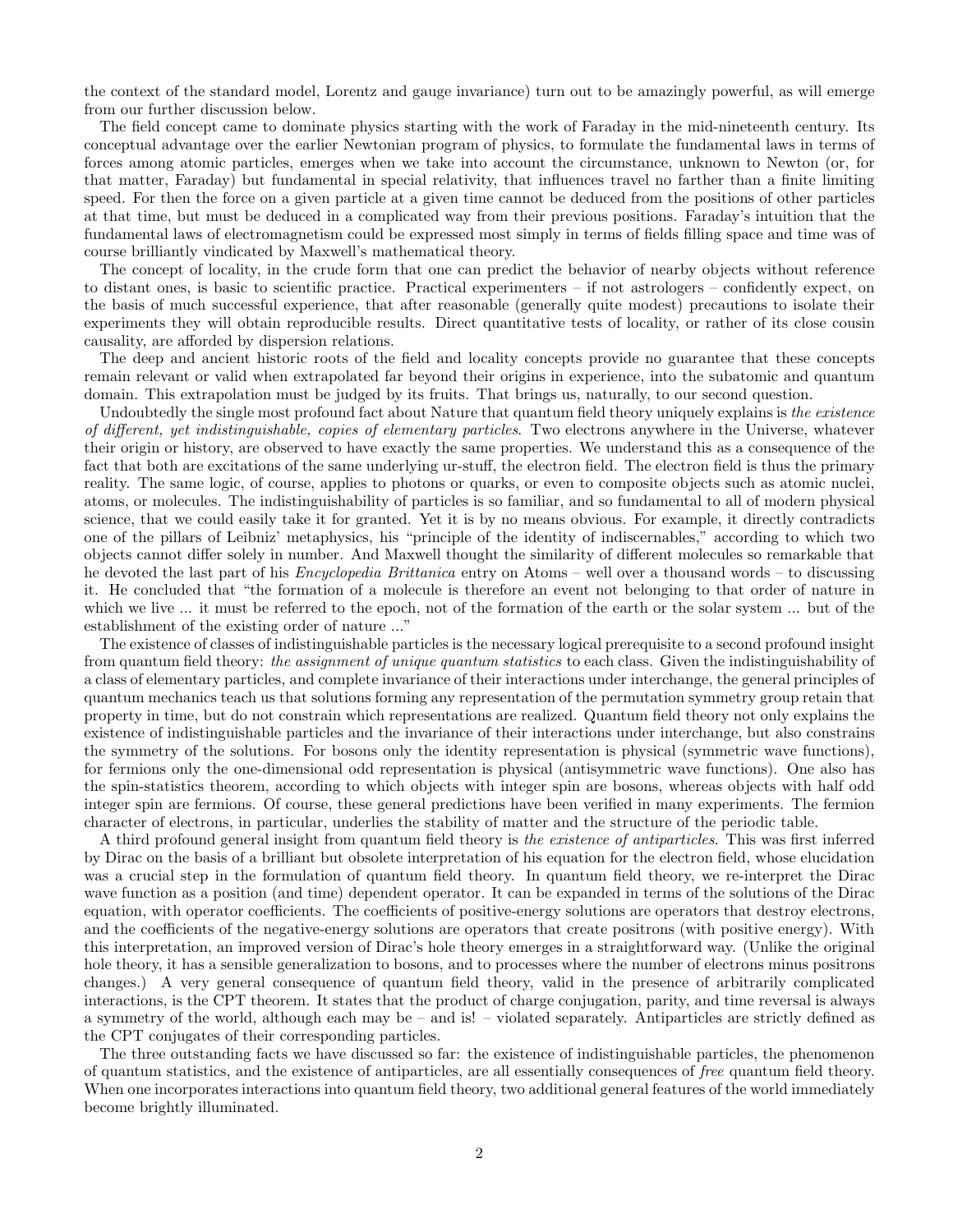the context of the standard model, Lorentz and gauge invariance) turn out to be amazingly powerful, as will emerge from our further discussion below.

The field concept came to dominate physics starting with the work of Faraday in the mid-nineteenth century. Its conceptual advantage over the earlier Newtonian program of physics, to formulate the fundamental laws in terms of forces among atomic particles, emerges when we take into account the circumstance, unknown to Newton (or, for that matter, Faraday) but fundamental in special relativity, that influences travel no farther than a finite limiting speed. For then the force on a given particle at a given time cannot be deduced from the positions of other particles at that time, but must be deduced in a complicated way from their previous positions. Faraday's intuition that the fundamental laws of electromagnetism could be expressed most simply in terms of fields filling space and time was of course brilliantly vindicated by Maxwell's mathematical theory.

The concept of locality, in the crude form that one can predict the behavior of nearby objects without reference to distant ones, is basic to scientific practice. Practical experimenters – if not astrologers – confidently expect, on the basis of much successful experience, that after reasonable (generally quite modest) precautions to isolate their experiments they will obtain reproducible results. Direct quantitative tests of locality, or rather of its close cousin causality, are afforded by dispersion relations.

The deep and ancient historic roots of the field and locality concepts provide no guarantee that these concepts remain relevant or valid when extrapolated far beyond their origins in experience, into the subatomic and quantum domain. This extrapolation must be judged by its fruits. That brings us, naturally, to our second question.

Undoubtedly the single most profound fact about Nature that quantum field theory uniquely explains is *the existence of different, yet indistinguishable, copies of elementary particles*. Two electrons anywhere in the Universe, whatever their origin or history, are observed to have exactly the same properties. We understand this as a consequence of the fact that both are excitations of the same underlying ur-stuff, the electron field. The electron field is thus the primary reality. The same logic, of course, applies to photons or quarks, or even to composite objects such as atomic nuclei, atoms, or molecules. The indistinguishability of particles is so familiar, and so fundamental to all of modern physical science, that we could easily take it for granted. Yet it is by no means obvious. For example, it directly contradicts one of the pillars of Leibniz' metaphysics, his "principle of the identity of indiscernables," according to which two objects cannot differ solely in number. And Maxwell thought the similarity of different molecules so remarkable that he devoted the last part of his *Encyclopedia Brittanica* entry on Atoms – well over a thousand words – to discussing it. He concluded that "the formation of a molecule is therefore an event not belonging to that order of nature in which we live ... it must be referred to the epoch, not of the formation of the earth or the solar system ... but of the establishment of the existing order of nature ..."

The existence of classes of indistinguishable particles is the necessary logical prerequisite to a second profound insight from quantum field theory: *the assignment of unique quantum statistics* to each class. Given the indistinguishability of a class of elementary particles, and complete invariance of their interactions under interchange, the general principles of quantum mechanics teach us that solutions forming any representation of the permutation symmetry group retain that property in time, but do not constrain which representations are realized. Quantum field theory not only explains the existence of indistinguishable particles and the invariance of their interactions under interchange, but also constrains the symmetry of the solutions. For bosons only the identity representation is physical (symmetric wave functions), for fermions only the one-dimensional odd representation is physical (antisymmetric wave functions). One also has the spin-statistics theorem, according to which objects with integer spin are bosons, whereas objects with half odd integer spin are fermions. Of course, these general predictions have been verified in many experiments. The fermion character of electrons, in particular, underlies the stability of matter and the structure of the periodic table.

A third profound general insight from quantum field theory is *the existence of antiparticles*. This was first inferred by Dirac on the basis of a brilliant but obsolete interpretation of his equation for the electron field, whose elucidation was a crucial step in the formulation of quantum field theory. In quantum field theory, we re-interpret the Dirac wave function as a position (and time) dependent operator. It can be expanded in terms of the solutions of the Dirac equation, with operator coefficients. The coefficients of positive-energy solutions are operators that destroy electrons, and the coefficients of the negative-energy solutions are operators that create positrons (with positive energy). With this interpretation, an improved version of Dirac's hole theory emerges in a straightforward way. (Unlike the original hole theory, it has a sensible generalization to bosons, and to processes where the number of electrons minus positrons changes.) A very general consequence of quantum field theory, valid in the presence of arbitrarily complicated interactions, is the CPT theorem. It states that the product of charge conjugation, parity, and time reversal is always a symmetry of the world, although each may be – and is! – violated separately. Antiparticles are strictly defined as the CPT conjugates of their corresponding particles.

The three outstanding facts we have discussed so far: the existence of indistinguishable particles, the phenomenon of quantum statistics, and the existence of antiparticles, are all essentially consequences of *free* quantum field theory. When one incorporates interactions into quantum field theory, two additional general features of the world immediately become brightly illuminated.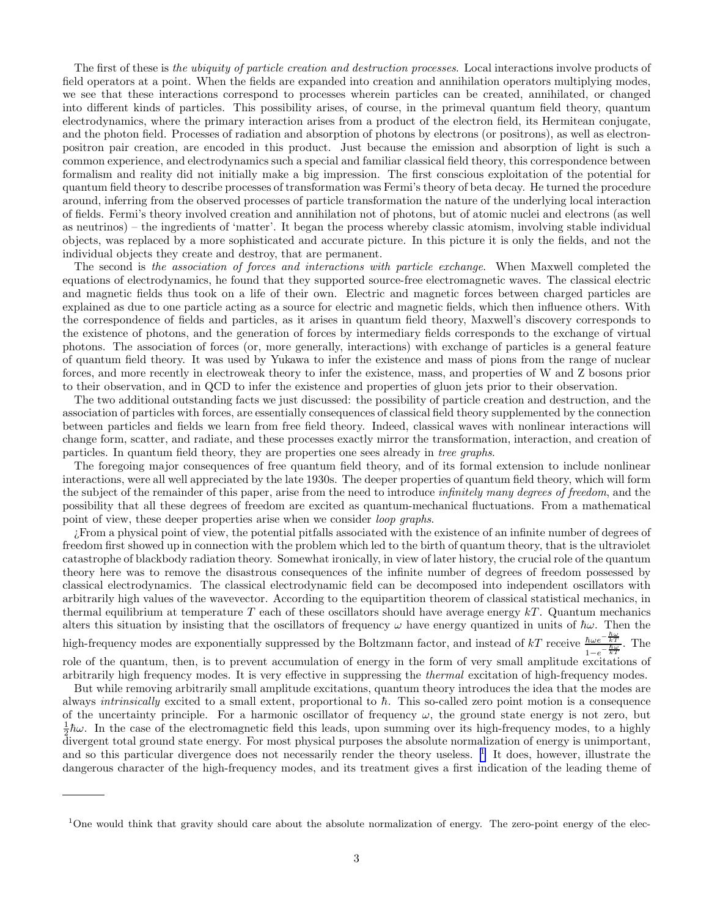The first of these is *the ubiquity of particle creation and destruction processes*. Local interactions involve products of field operators at a point. When the fields are expanded into creation and annihilation operators multiplying modes, we see that these interactions correspond to processes wherein particles can be created, annihilated, or changed into different kinds of particles. This possibility arises, of course, in the primeval quantum field theory, quantum electrodynamics, where the primary interaction arises from a product of the electron field, its Hermitean conjugate, and the photon field. Processes of radiation and absorption of photons by electrons (or positrons), as well as electron-positron pair creation, are encoded in this product. Just because the emission and absorption of light is such a common experience, and electrodynamics such a special and familiar classical field theory, this correspondence between formalism and reality did not initially make a big impression. The first conscious exploitation of the potential for quantum field theory to describe processes of transformation was Fermi's theory of beta decay. He turned the procedure around, inferring from the observed processes of particle transformation the nature of the underlying local interaction of fields. Fermi's theory involved creation and annihilation not of photons, but of atomic nuclei and electrons (as well as neutrinos) – the ingredients of 'matter'. It began the process whereby classic atomism, involving stable individual objects, was replaced by a more sophisticated and accurate picture. In this picture it is only the fields, and not the individual objects they create and destroy, that are permanent.

The second is *the association of forces and interactions with particle exchange*. When Maxwell completed the equations of electrodynamics, he found that they supported source-free electromagnetic waves. The classical electric and magnetic fields thus took on a life of their own. Electric and magnetic forces between charged particles are explained as due to one particle acting as a source for electric and magnetic fields, which then influence others. With the correspondence of fields and particles, as it arises in quantum field theory, Maxwell's discovery corresponds to the existence of photons, and the generation of forces by intermediary fields corresponds to the exchange of virtual photons. The association of forces (or, more generally, interactions) with exchange of particles is a general feature of quantum field theory. It was used by Yukawa to infer the existence and mass of pions from the range of nuclear forces, and more recently in electroweak theory to infer the existence, mass, and properties of W and Z bosons prior to their observation, and in QCD to infer the existence and properties of gluon jets prior to their observation.

The two additional outstanding facts we just discussed: the possibility of particle creation and destruction, and the association of particles with forces, are essentially consequences of classical field theory supplemented by the connection between particles and fields we learn from free field theory. Indeed, classical waves with nonlinear interactions will change form, scatter, and radiate, and these processes exactly mirror the transformation, interaction, and creation of particles. In quantum field theory, they are properties one sees already in *tree graphs*.

The foregoing major consequences of free quantum field theory, and of its formal extension to include nonlinear interactions, were all well appreciated by the late 1930s. The deeper properties of quantum field theory, which will form the subject of the remainder of this paper, arise from the need to introduce *infinitely many degrees of freedom*, and the possibility that all these degrees of freedom are excited as quantum-mechanical fluctuations. From a mathematical point of view, these deeper properties arise when we consider *loop graphs*.

¿From a physical point of view, the potential pitfalls associated with the existence of an infinite number of degrees of freedom first showed up in connection with the problem which led to the birth of quantum theory, that is the ultraviolet catastrophe of blackbody radiation theory. Somewhat ironically, in view of later history, the crucial role of the quantum theory here was to remove the disastrous consequences of the infinite number of degrees of freedom possessed by classical electrodynamics. The classical electrodynamic field can be decomposed into independent oscillators with arbitrarily high values of the wavevector. According to the equipartition theorem of classical statistical mechanics, in thermal equilibrium at temperature $T$ each of these oscillators should have average energy $kT$. Quantum mechanics alters this situation by insisting that the oscillators of frequency $\omega$ have energy quantized in units of $\hbar\omega$. Then the high-frequency modes are exponentially suppressed by the Boltzmann factor, and instead of $kT$ receive $\frac{\hbar\omega e^{-\frac{\hbar\omega}{kT}}}{1-e^{-\frac{\hbar\omega}{kT}}}$. The role of the quantum, then, is to prevent accumulation of energy in the form of very small amplitude excitations of arbitrarily high frequency modes. It is very effective in suppressing the *thermal* excitation of high-frequency modes.

But while removing arbitrarily small amplitude excitations, quantum theory introduces the idea that the modes are always *intrinsically* excited to a small extent, proportional to $\hbar$. This so-called zero point motion is a consequence of the uncertainty principle. For a harmonic oscillator of frequency $\omega$, the ground state energy is not zero, but $\frac{1}{2}\hbar\omega$. In the case of the electromagnetic field this leads, upon summing over its high-frequency modes, to a highly divergent total ground state energy. For most physical purposes the absolute normalization of energy is unimportant, and so this particular divergence does not necessarily render the theory useless. [1] It does, however, illustrate the dangerous character of the high-frequency modes, and its treatment gives a first indication of the leading theme of

---

[1] One would think that gravity should care about the absolute normalization of energy. The zero-point energy of the elec-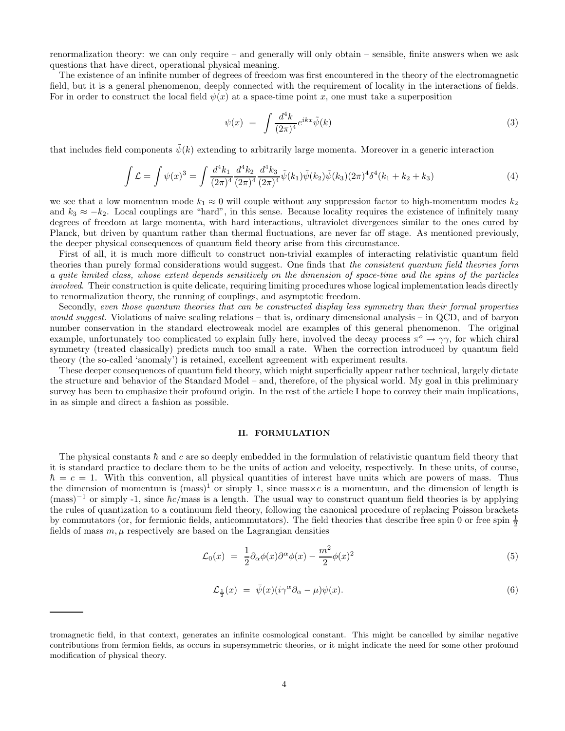renormalization theory: we can only require – and generally will only obtain – sensible, finite answers when we ask questions that have direct, operational physical meaning.

The existence of an infinite number of degrees of freedom was first encountered in the theory of the electromagnetic field, but it is a general phenomenon, deeply connected with the requirement of locality in the interactions of fields. For in order to construct the local field $\psi(x)$ at a space-time point $x$, one must take a superposition

$$\psi(x) \;=\; \int \frac{d^4k}{(2\pi)^4} e^{ikx} \tilde{\psi}(k) \tag{3}$$

that includes field components $\tilde{\psi}(k)$ extending to arbitrarily large momenta. Moreover in a generic interaction

$$\int \mathcal{L} = \int \psi(x)^3 = \int \frac{d^4k_1}{(2\pi)^4}\frac{d^4k_2}{(2\pi)^4}\frac{d^4k_3}{(2\pi)^4}\tilde{\psi}(k_1)\tilde{\psi}(k_2)\tilde{\psi}(k_3)(2\pi)^4\delta^4(k_1+k_2+k_3) \tag{4}$$

we see that a low momentum mode $k_1 \approx 0$ will couple without any suppression factor to high-momentum modes $k_2$ and $k_3 \approx -k_2$. Local couplings are "hard", in this sense. Because locality requires the existence of infinitely many degrees of freedom at large momenta, with hard interactions, ultraviolet divergences similar to the ones cured by Planck, but driven by quantum rather than thermal fluctuations, are never far off stage. As mentioned previously, the deeper physical consequences of quantum field theory arise from this circumstance.

First of all, it is much more difficult to construct non-trivial examples of interacting relativistic quantum field theories than purely formal considerations would suggest. One finds that *the consistent quantum field theories form a quite limited class, whose extent depends sensitively on the dimension of space-time and the spins of the particles involved*. Their construction is quite delicate, requiring limiting procedures whose logical implementation leads directly to renormalization theory, the running of couplings, and asymptotic freedom.

Secondly, *even those quantum theories that can be constructed display less symmetry than their formal properties would suggest*. Violations of naive scaling relations – that is, ordinary dimensional analysis – in QCD, and of baryon number conservation in the standard electroweak model are examples of this general phenomenon. The original example, unfortunately too complicated to explain fully here, involved the decay process $\pi^o \to \gamma\gamma$, for which chiral symmetry (treated classically) predicts much too small a rate. When the correction introduced by quantum field theory (the so-called 'anomaly') is retained, excellent agreement with experiment results.

These deeper consequences of quantum field theory, which might superficially appear rather technical, largely dictate the structure and behavior of the Standard Model – and, therefore, of the physical world. My goal in this preliminary survey has been to emphasize their profound origin. In the rest of the article I hope to convey their main implications, in as simple and direct a fashion as possible.

## II. FORMULATION

The physical constants $\hbar$ and $c$ are so deeply embedded in the formulation of relativistic quantum field theory that it is standard practice to declare them to be the units of action and velocity, respectively. In these units, of course, $\hbar = c = 1$. With this convention, all physical quantities of interest have units which are powers of mass. Thus the dimension of momentum is (mass)$^1$ or simply 1, since mass$\times c$ is a momentum, and the dimension of length is (mass)$^{-1}$ or simply -1, since $\hbar c$/mass is a length. The usual way to construct quantum field theories is by applying the rules of quantization to a continuum field theory, following the canonical procedure of replacing Poisson brackets by commutators (or, for fermionic fields, anticommutators). The field theories that describe free spin 0 or free spin $\frac{1}{2}$ fields of mass $m, \mu$ respectively are based on the Lagrangian densities

$$\mathcal{L}_0(x) \;=\; \frac{1}{2}\partial_\alpha\phi(x)\partial^\alpha\phi(x) - \frac{m^2}{2}\phi(x)^2 \tag{5}$$

$$\mathcal{L}_{\frac{1}{2}}(x) \;=\; \bar{\psi}(x)(i\gamma^\alpha\partial_\alpha - \mu)\psi(x). \tag{6}$$

---

tromagnetic field, in that context, generates an infinite cosmological constant. This might be cancelled by similar negative contributions from fermion fields, as occurs in supersymmetric theories, or it might indicate the need for some other profound modification of physical theory.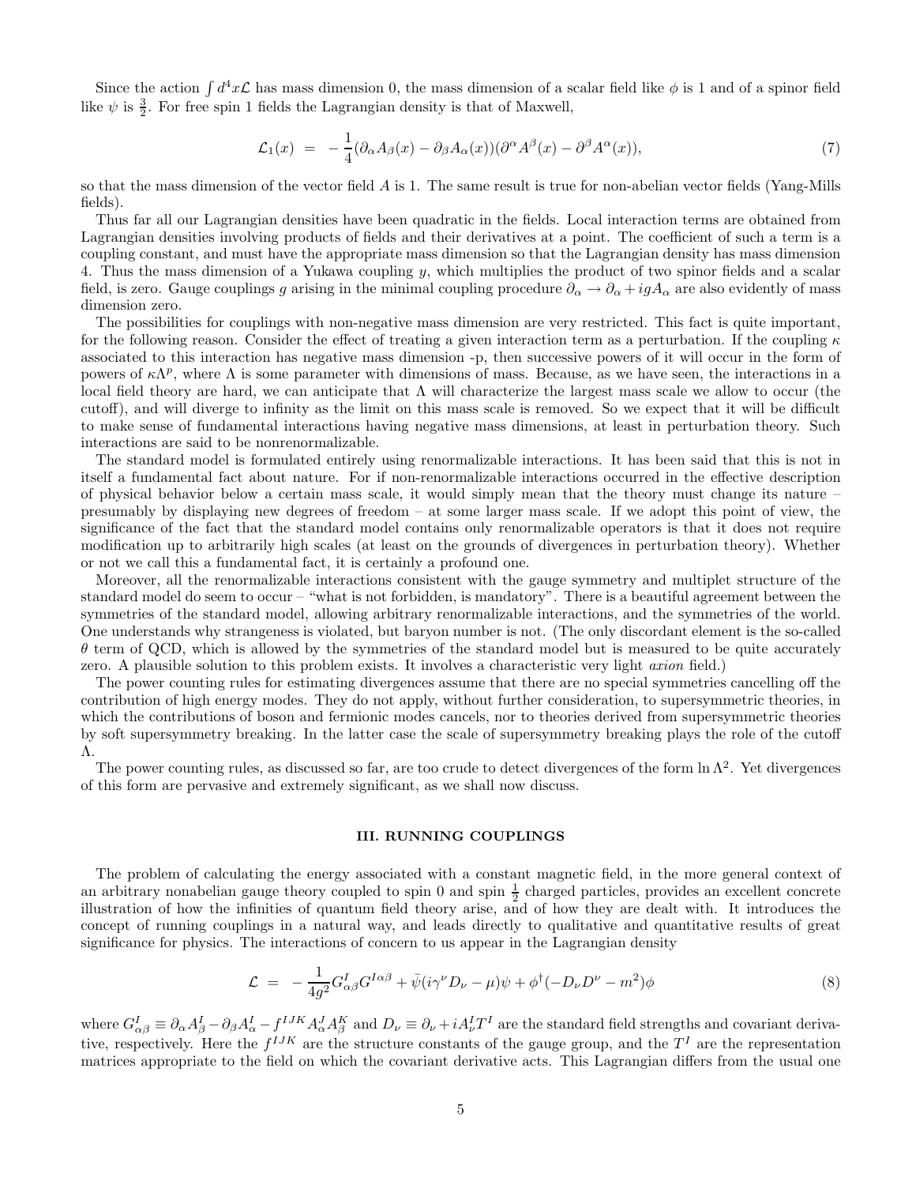Since the action $\int d^4x\mathcal{L}$ has mass dimension 0, the mass dimension of a scalar field like $\phi$ is 1 and of a spinor field like $\psi$ is $\frac{3}{2}$. For free spin 1 fields the Lagrangian density is that of Maxwell,

$$\mathcal{L}_1(x) \;=\; -\frac{1}{4}(\partial_\alpha A_\beta(x) - \partial_\beta A_\alpha(x))(\partial^\alpha A^\beta(x) - \partial^\beta A^\alpha(x)), \tag{7}$$

so that the mass dimension of the vector field $A$ is 1. The same result is true for non-abelian vector fields (Yang-Mills fields).

Thus far all our Lagrangian densities have been quadratic in the fields. Local interaction terms are obtained from Lagrangian densities involving products of fields and their derivatives at a point. The coefficient of such a term is a coupling constant, and must have the appropriate mass dimension so that the Lagrangian density has mass dimension 4. Thus the mass dimension of a Yukawa coupling $y$, which multiplies the product of two spinor fields and a scalar field, is zero. Gauge couplings $g$ arising in the minimal coupling procedure $\partial_\alpha \to \partial_\alpha + igA_\alpha$ are also evidently of mass dimension zero.

The possibilities for couplings with non-negative mass dimension are very restricted. This fact is quite important, for the following reason. Consider the effect of treating a given interaction term as a perturbation. If the coupling $\kappa$ associated to this interaction has negative mass dimension -p, then successive powers of it will occur in the form of powers of $\kappa\Lambda^p$, where $\Lambda$ is some parameter with dimensions of mass. Because, as we have seen, the interactions in a local field theory are hard, we can anticipate that $\Lambda$ will characterize the largest mass scale we allow to occur (the cutoff), and will diverge to infinity as the limit on this mass scale is removed. So we expect that it will be difficult to make sense of fundamental interactions having negative mass dimensions, at least in perturbation theory. Such interactions are said to be nonrenormalizable.

The standard model is formulated entirely using renormalizable interactions. It has been said that this is not in itself a fundamental fact about nature. For if non-renormalizable interactions occurred in the effective description of physical behavior below a certain mass scale, it would simply mean that the theory must change its nature – presumably by displaying new degrees of freedom – at some larger mass scale. If we adopt this point of view, the significance of the fact that the standard model contains only renormalizable operators is that it does not require modification up to arbitrarily high scales (at least on the grounds of divergences in perturbation theory). Whether or not we call this a fundamental fact, it is certainly a profound one.

Moreover, all the renormalizable interactions consistent with the gauge symmetry and multiplet structure of the standard model do seem to occur – "what is not forbidden, is mandatory". There is a beautiful agreement between the symmetries of the standard model, allowing arbitrary renormalizable interactions, and the symmetries of the world. One understands why strangeness is violated, but baryon number is not. (The only discordant element is the so-called $\theta$ term of QCD, which is allowed by the symmetries of the standard model but is measured to be quite accurately zero. A plausible solution to this problem exists. It involves a characteristic very light *axion* field.)

The power counting rules for estimating divergences assume that there are no special symmetries cancelling off the contribution of high energy modes. They do not apply, without further consideration, to supersymmetric theories, in which the contributions of boson and fermionic modes cancels, nor to theories derived from supersymmetric theories by soft supersymmetry breaking. In the latter case the scale of supersymmetry breaking plays the role of the cutoff $\Lambda$.

The power counting rules, as discussed so far, are too crude to detect divergences of the form $\ln \Lambda^2$. Yet divergences of this form are pervasive and extremely significant, as we shall now discuss.

## III. RUNNING COUPLINGS

The problem of calculating the energy associated with a constant magnetic field, in the more general context of an arbitrary nonabelian gauge theory coupled to spin 0 and spin $\frac{1}{2}$ charged particles, provides an excellent concrete illustration of how the infinities of quantum field theory arise, and of how they are dealt with. It introduces the concept of running couplings in a natural way, and leads directly to qualitative and quantitative results of great significance for physics. The interactions of concern to us appear in the Lagrangian density

$$\mathcal{L} \;=\; -\frac{1}{4g^2}G^I_{\alpha\beta}G^{I\alpha\beta} + \bar{\psi}(i\gamma^\nu D_\nu - \mu)\psi + \phi^\dagger(-D_\nu D^\nu - m^2)\phi \tag{8}$$

where $G^I_{\alpha\beta} \equiv \partial_\alpha A^I_\beta - \partial_\beta A^I_\alpha - f^{IJK}A^J_\alpha A^K_\beta$ and $D_\nu \equiv \partial_\nu + iA^I_\nu T^I$ are the standard field strengths and covariant derivative, respectively. Here the $f^{IJK}$ are the structure constants of the gauge group, and the $T^I$ are the representation matrices appropriate to the field on which the covariant derivative acts. This Lagrangian differs from the usual one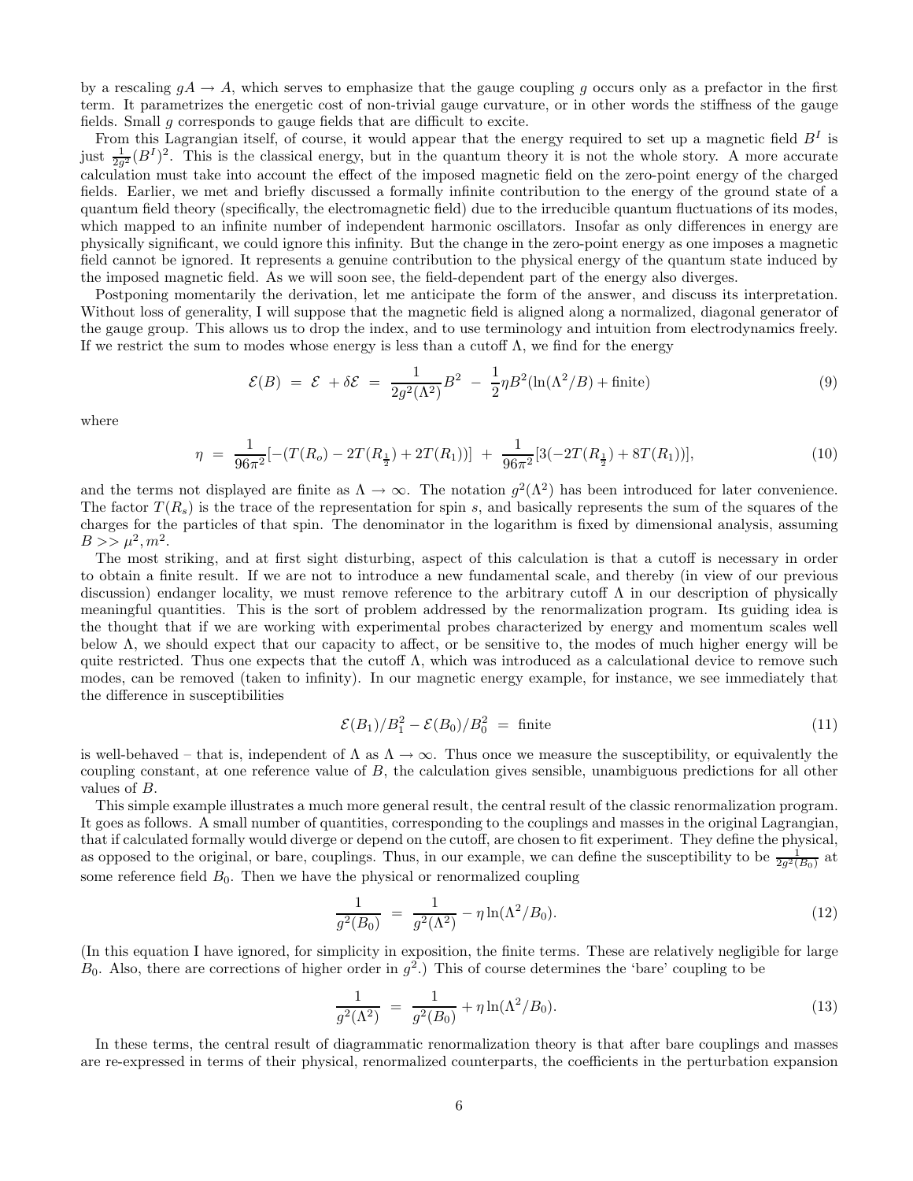by a rescaling $gA \to A$, which serves to emphasize that the gauge coupling $g$ occurs only as a prefactor in the first term. It parametrizes the energetic cost of non-trivial gauge curvature, or in other words the stiffness of the gauge fields. Small $g$ corresponds to gauge fields that are difficult to excite.

From this Lagrangian itself, of course, it would appear that the energy required to set up a magnetic field $B^I$ is just $\frac{1}{2g^2}(B^I)^2$. This is the classical energy, but in the quantum theory it is not the whole story. A more accurate calculation must take into account the effect of the imposed magnetic field on the zero-point energy of the charged fields. Earlier, we met and briefly discussed a formally infinite contribution to the energy of the ground state of a quantum field theory (specifically, the electromagnetic field) due to the irreducible quantum fluctuations of its modes, which mapped to an infinite number of independent harmonic oscillators. Insofar as only differences in energy are physically significant, we could ignore this infinity. But the change in the zero-point energy as one imposes a magnetic field cannot be ignored. It represents a genuine contribution to the physical energy of the quantum state induced by the imposed magnetic field. As we will soon see, the field-dependent part of the energy also diverges.

Postponing momentarily the derivation, let me anticipate the form of the answer, and discuss its interpretation. Without loss of generality, I will suppose that the magnetic field is aligned along a normalized, diagonal generator of the gauge group. This allows us to drop the index, and to use terminology and intuition from electrodynamics freely. If we restrict the sum to modes whose energy is less than a cutoff $\Lambda$, we find for the energy

$$\mathcal{E}(B) \;=\; \mathcal{E} \;+\delta\mathcal{E} \;=\; \frac{1}{2g^2(\Lambda^2)}B^2 \;-\; \frac{1}{2}\eta B^2(\ln(\Lambda^2/B) + \text{finite}) \tag{9}$$

where

$$\eta \;=\; \frac{1}{96\pi^2}[-(T(R_o) - 2T(R_{\frac{1}{2}}) + 2T(R_1))] \;+\; \frac{1}{96\pi^2}[3(-2T(R_{\frac{1}{2}}) + 8T(R_1))], \tag{10}$$

and the terms not displayed are finite as $\Lambda \to \infty$. The notation $g^2(\Lambda^2)$ has been introduced for later convenience. The factor $T(R_s)$ is the trace of the representation for spin $s$, and basically represents the sum of the squares of the charges for the particles of that spin. The denominator in the logarithm is fixed by dimensional analysis, assuming $B >> \mu^2, m^2$.

The most striking, and at first sight disturbing, aspect of this calculation is that a cutoff is necessary in order to obtain a finite result. If we are not to introduce a new fundamental scale, and thereby (in view of our previous discussion) endanger locality, we must remove reference to the arbitrary cutoff $\Lambda$ in our description of physically meaningful quantities. This is the sort of problem addressed by the renormalization program. Its guiding idea is the thought that if we are working with experimental probes characterized by energy and momentum scales well below $\Lambda$, we should expect that our capacity to affect, or be sensitive to, the modes of much higher energy will be quite restricted. Thus one expects that the cutoff $\Lambda$, which was introduced as a calculational device to remove such modes, can be removed (taken to infinity). In our magnetic energy example, for instance, we see immediately that the difference in susceptibilities

$$\mathcal{E}(B_1)/B_1^2 - \mathcal{E}(B_0)/B_0^2 \;=\; \text{finite} \tag{11}$$

is well-behaved – that is, independent of $\Lambda$ as $\Lambda \to \infty$. Thus once we measure the susceptibility, or equivalently the coupling constant, at one reference value of $B$, the calculation gives sensible, unambiguous predictions for all other values of $B$.

This simple example illustrates a much more general result, the central result of the classic renormalization program. It goes as follows. A small number of quantities, corresponding to the couplings and masses in the original Lagrangian, that if calculated formally would diverge or depend on the cutoff, are chosen to fit experiment. They define the physical, as opposed to the original, or bare, couplings. Thus, in our example, we can define the susceptibility to be $\frac{1}{2g^2(B_0)}$ at some reference field $B_0$. Then we have the physical or renormalized coupling

$$\frac{1}{g^2(B_0)} \;=\; \frac{1}{g^2(\Lambda^2)} - \eta\ln(\Lambda^2/B_0). \tag{12}$$

(In this equation I have ignored, for simplicity in exposition, the finite terms. These are relatively negligible for large $B_0$. Also, there are corrections of higher order in $g^2$.) This of course determines the 'bare' coupling to be

$$\frac{1}{g^2(\Lambda^2)} \;=\; \frac{1}{g^2(B_0)} + \eta\ln(\Lambda^2/B_0). \tag{13}$$

In these terms, the central result of diagrammatic renormalization theory is that after bare couplings and masses are re-expressed in terms of their physical, renormalized counterparts, the coefficients in the perturbation expansion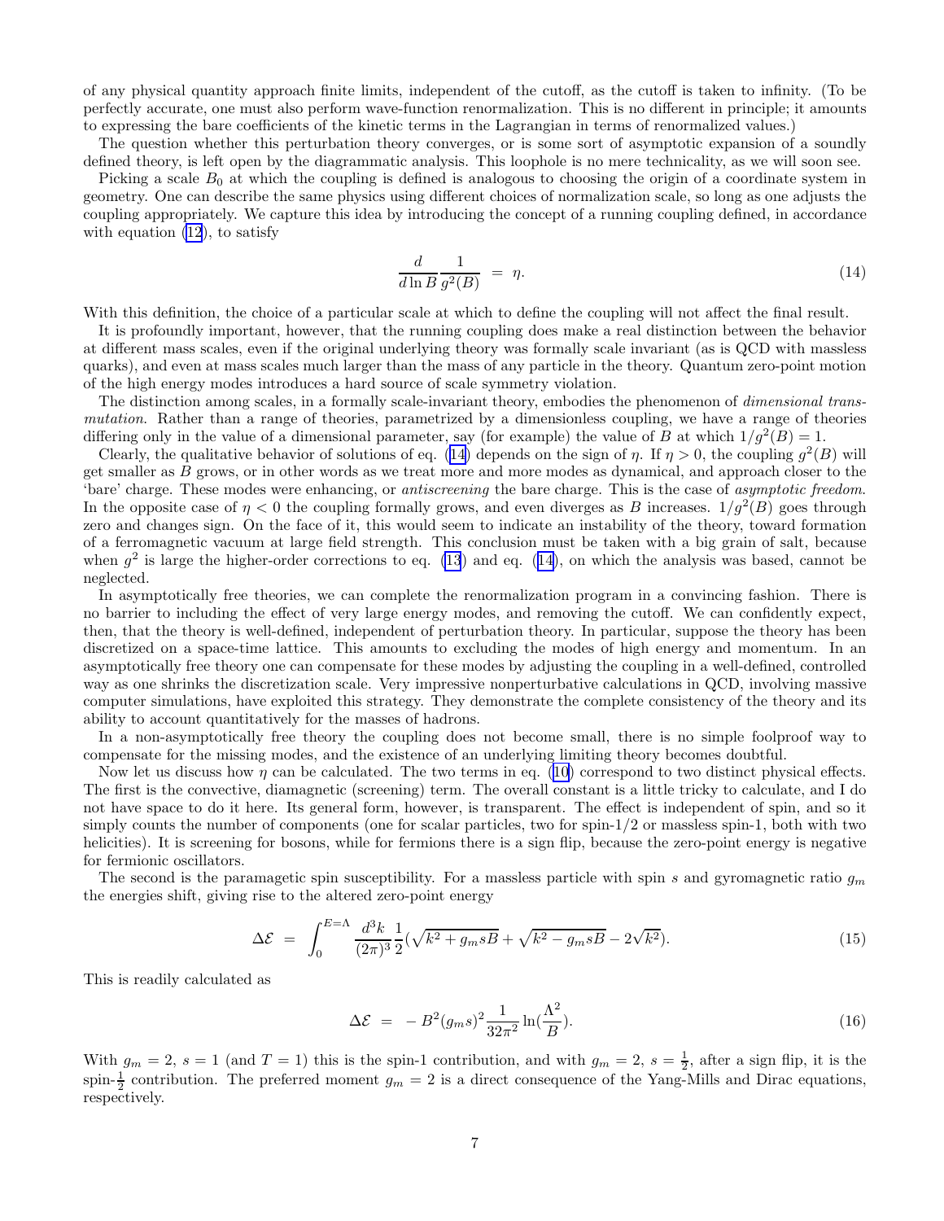of any physical quantity approach finite limits, independent of the cutoff, as the cutoff is taken to infinity. (To be perfectly accurate, one must also perform wave-function renormalization. This is no different in principle; it amounts to expressing the bare coefficients of the kinetic terms in the Lagrangian in terms of renormalized values.)

The question whether this perturbation theory converges, or is some sort of asymptotic expansion of a soundly defined theory, is left open by the diagrammatic analysis. This loophole is no mere technicality, as we will soon see.

Picking a scale $B_0$ at which the coupling is defined is analogous to choosing the origin of a coordinate system in geometry. One can describe the same physics using different choices of normalization scale, so long as one adjusts the coupling appropriately. We capture this idea by introducing the concept of a running coupling defined, in accordance with equation (12), to satisfy

$$\frac{d}{d \ln B} \frac{1}{g^2(B)} \;=\; \eta. \tag{14}$$

With this definition, the choice of a particular scale at which to define the coupling will not affect the final result.

It is profoundly important, however, that the running coupling does make a real distinction between the behavior at different mass scales, even if the original underlying theory was formally scale invariant (as is QCD with massless quarks), and even at mass scales much larger than the mass of any particle in the theory. Quantum zero-point motion of the high energy modes introduces a hard source of scale symmetry violation.

The distinction among scales, in a formally scale-invariant theory, embodies the phenomenon of *dimensional transmutation*. Rather than a range of theories, parametrized by a dimensionless coupling, we have a range of theories differing only in the value of a dimensional parameter, say (for example) the value of $B$ at which $1/g^2(B) = 1$.

Clearly, the qualitative behavior of solutions of eq. (14) depends on the sign of $\eta$. If $\eta > 0$, the coupling $g^2(B)$ will get smaller as $B$ grows, or in other words as we treat more and more modes as dynamical, and approach closer to the 'bare' charge. These modes were enhancing, or *antiscreening* the bare charge. This is the case of *asymptotic freedom*. In the opposite case of $\eta < 0$ the coupling formally grows, and even diverges as $B$ increases. $1/g^2(B)$ goes through zero and changes sign. On the face of it, this would seem to indicate an instability of the theory, toward formation of a ferromagnetic vacuum at large field strength. This conclusion must be taken with a big grain of salt, because when $g^2$ is large the higher-order corrections to eq. (13) and eq. (14), on which the analysis was based, cannot be neglected.

In asymptotically free theories, we can complete the renormalization program in a convincing fashion. There is no barrier to including the effect of very large energy modes, and removing the cutoff. We can confidently expect, then, that the theory is well-defined, independent of perturbation theory. In particular, suppose the theory has been discretized on a space-time lattice. This amounts to excluding the modes of high energy and momentum. In an asymptotically free theory one can compensate for these modes by adjusting the coupling in a well-defined, controlled way as one shrinks the discretization scale. Very impressive nonperturbative calculations in QCD, involving massive computer simulations, have exploited this strategy. They demonstrate the complete consistency of the theory and its ability to account quantitatively for the masses of hadrons.

In a non-asymptotically free theory the coupling does not become small, there is no simple foolproof way to compensate for the missing modes, and the existence of an underlying limiting theory becomes doubtful.

Now let us discuss how $\eta$ can be calculated. The two terms in eq. (10) correspond to two distinct physical effects. The first is the convective, diamagnetic (screening) term. The overall constant is a little tricky to calculate, and I do not have space to do it here. Its general form, however, is transparent. The effect is independent of spin, and so it simply counts the number of components (one for scalar particles, two for spin-1/2 or massless spin-1, both with two helicities). It is screening for bosons, while for fermions there is a sign flip, because the zero-point energy is negative for fermionic oscillators.

The second is the paramagetic spin susceptibility. For a massless particle with spin $s$ and gyromagnetic ratio $g_m$ the energies shift, giving rise to the altered zero-point energy

$$\Delta\mathcal{E} \;=\; \int_0^{E=\Lambda} \frac{d^3k}{(2\pi)^3} \frac{1}{2}\left(\sqrt{k^2 + g_m s B} + \sqrt{k^2 - g_m s B} - 2\sqrt{k^2}\right). \tag{15}$$

This is readily calculated as

$$\Delta\mathcal{E} \;=\; -B^2 (g_m s)^2 \frac{1}{32\pi^2} \ln\left(\frac{\Lambda^2}{B}\right). \tag{16}$$

With $g_m = 2$, $s = 1$ (and $T = 1$) this is the spin-1 contribution, and with $g_m = 2$, $s = \frac{1}{2}$, after a sign flip, it is the spin-$\frac{1}{2}$ contribution. The preferred moment $g_m = 2$ is a direct consequence of the Yang-Mills and Dirac equations, respectively.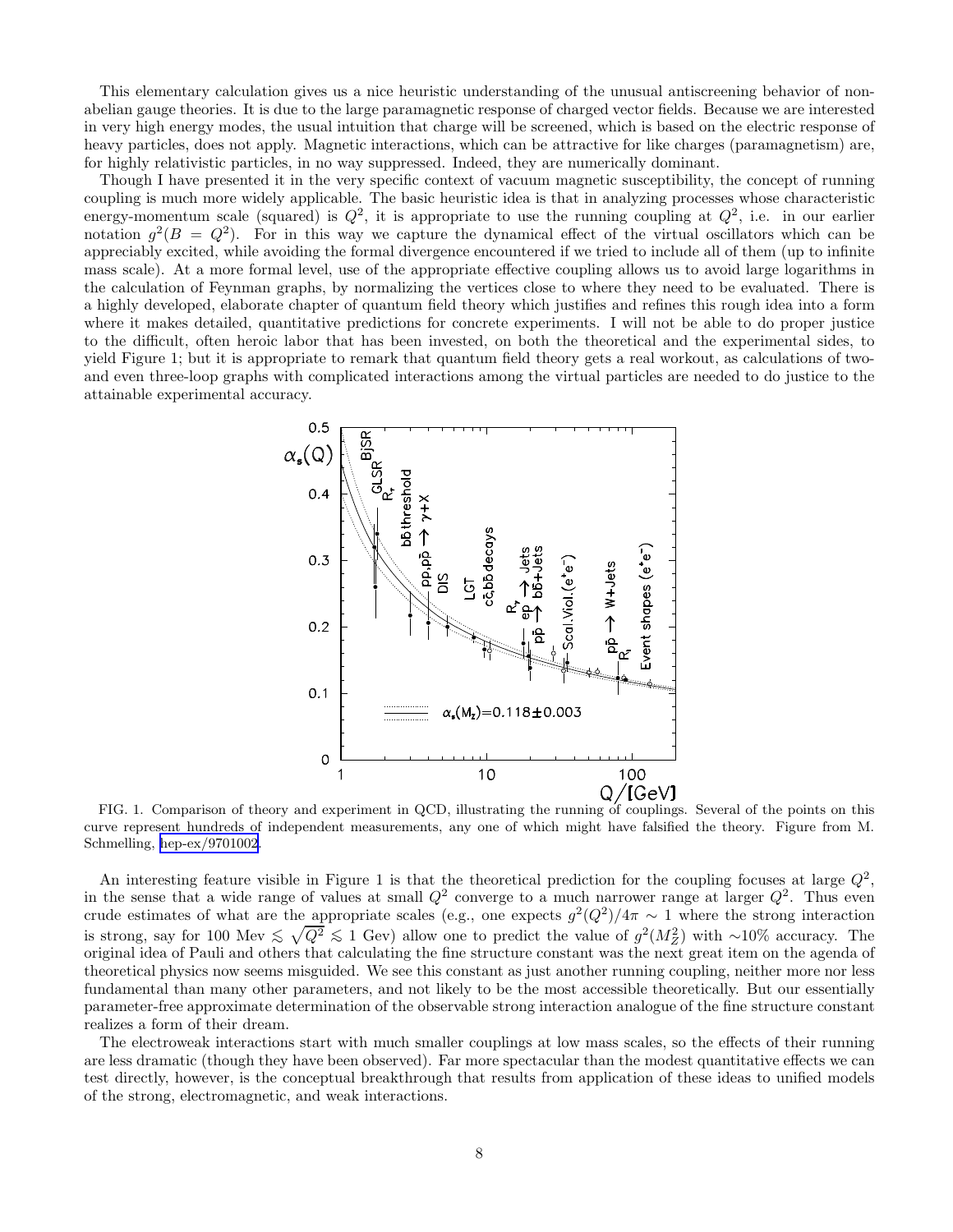This elementary calculation gives us a nice heuristic understanding of the unusual antiscreening behavior of nonabelian gauge theories. It is due to the large paramagnetic response of charged vector fields. Because we are interested in very high energy modes, the usual intuition that charge will be screened, which is based on the electric response of heavy particles, does not apply. Magnetic interactions, which can be attractive for like charges (paramagnetism) are, for highly relativistic particles, in no way suppressed. Indeed, they are numerically dominant.

Though I have presented it in the very specific context of vacuum magnetic susceptibility, the concept of running coupling is much more widely applicable. The basic heuristic idea is that in analyzing processes whose characteristic energy-momentum scale (squared) is $Q^2$, it is appropriate to use the running coupling at $Q^2$, i.e. in our earlier notation $g^2(B = Q^2)$. For in this way we capture the dynamical effect of the virtual oscillators which can be appreciably excited, while avoiding the formal divergence encountered if we tried to include all of them (up to infinite mass scale). At a more formal level, use of the appropriate effective coupling allows us to avoid large logarithms in the calculation of Feynman graphs, by normalizing the vertices close to where they need to be evaluated. There is a highly developed, elaborate chapter of quantum field theory which justifies and refines this rough idea into a form where it makes detailed, quantitative predictions for concrete experiments. I will not be able to do proper justice to the difficult, often heroic labor that has been invested, on both the theoretical and the experimental sides, to yield Figure 1; but it is appropriate to remark that quantum field theory gets a real workout, as calculations of two- and even three-loop graphs with complicated interactions among the virtual particles are needed to do justice to the attainable experimental accuracy.

$\alpha_s(Q)$

0.5
0.4
0.3
0.2
0.1
0

1
10
100

Q/[GeV]

BjSR
GLSR
$R_\tau$
$b\bar{b}$ threshold
$pp, p\bar{p} \to \gamma + X$
DIS
LGT
$c\bar{c}, b\bar{b}$ decays
$R_\gamma$
$ep \to$ Jets
$p\bar{p} \to b\bar{b}$+Jets
Scal.Viol.($e^+e^-$)
$p\bar{p} \to$ W+Jets
$R_l$
Event shapes ($e^+e^-$)

$\alpha_s(M_Z)=0.118\pm0.003$

FIG. 1. Comparison of theory and experiment in QCD, illustrating the running of couplings. Several of the points on this curve represent hundreds of independent measurements, any one of which might have falsified the theory. Figure from M. Schmelling, hep-ex/9701002.

An interesting feature visible in Figure 1 is that the theoretical prediction for the coupling focuses at large $Q^2$, in the sense that a wide range of values at small $Q^2$ converge to a much narrower range at larger $Q^2$. Thus even crude estimates of what are the appropriate scales (e.g., one expects $g^2(Q^2)/4\pi \sim 1$ where the strong interaction is strong, say for 100 Mev $\lesssim \sqrt{Q^2} \lesssim 1$ Gev) allow one to predict the value of $g^2(M_Z^2)$ with $\sim$10% accuracy. The original idea of Pauli and others that calculating the fine structure constant was the next great item on the agenda of theoretical physics now seems misguided. We see this constant as just another running coupling, neither more nor less fundamental than many other parameters, and not likely to be the most accessible theoretically. But our essentially parameter-free approximate determination of the observable strong interaction analogue of the fine structure constant realizes a form of their dream.

The electroweak interactions start with much smaller couplings at low mass scales, so the effects of their running are less dramatic (though they have been observed). Far more spectacular than the modest quantitative effects we can test directly, however, is the conceptual breakthrough that results from application of these ideas to unified models of the strong, electromagnetic, and weak interactions.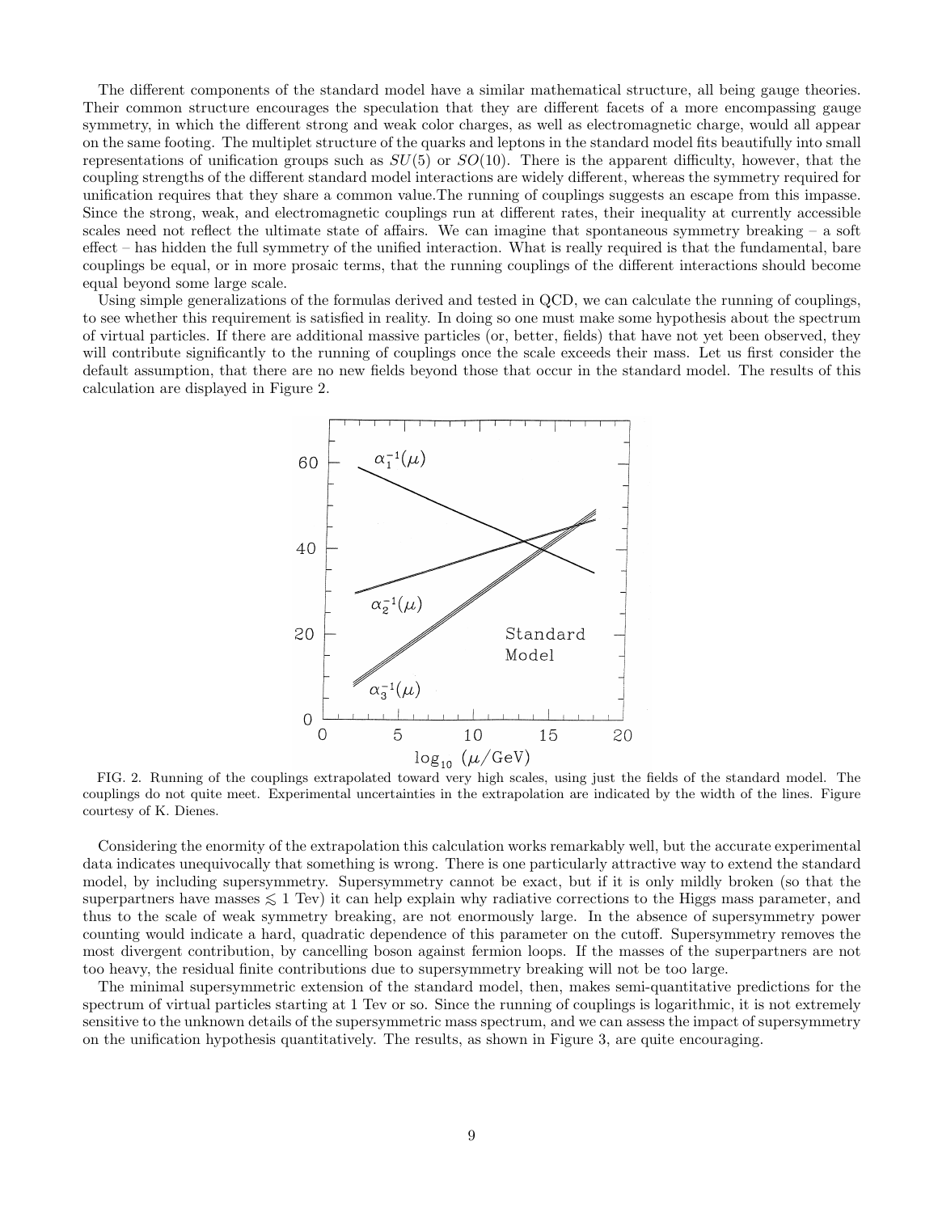The different components of the standard model have a similar mathematical structure, all being gauge theories. Their common structure encourages the speculation that they are different facets of a more encompassing gauge symmetry, in which the different strong and weak color charges, as well as electromagnetic charge, would all appear on the same footing. The multiplet structure of the quarks and leptons in the standard model fits beautifully into small representations of unification groups such as $SU(5)$ or $SO(10)$. There is the apparent difficulty, however, that the coupling strengths of the different standard model interactions are widely different, whereas the symmetry required for unification requires that they share a common value.The running of couplings suggests an escape from this impasse. Since the strong, weak, and electromagnetic couplings run at different rates, their inequality at currently accessible scales need not reflect the ultimate state of affairs. We can imagine that spontaneous symmetry breaking – a soft effect – has hidden the full symmetry of the unified interaction. What is really required is that the fundamental, bare couplings be equal, or in more prosaic terms, that the running couplings of the different interactions should become equal beyond some large scale.

Using simple generalizations of the formulas derived and tested in QCD, we can calculate the running of couplings, to see whether this requirement is satisfied in reality. In doing so one must make some hypothesis about the spectrum of virtual particles. If there are additional massive particles (or, better, fields) that have not yet been observed, they will contribute significantly to the running of couplings once the scale exceeds their mass. Let us first consider the default assumption, that there are no new fields beyond those that occur in the standard model. The results of this calculation are displayed in Figure 2.

FIG. 2. Running of the couplings extrapolated toward very high scales, using just the fields of the standard model. The couplings do not quite meet. Experimental uncertainties in the extrapolation are indicated by the width of the lines. Figure courtesy of K. Dienes.

Considering the enormity of the extrapolation this calculation works remarkably well, but the accurate experimental data indicates unequivocally that something is wrong. There is one particularly attractive way to extend the standard model, by including supersymmetry. Supersymmetry cannot be exact, but if it is only mildly broken (so that the superpartners have masses $\lesssim$ 1 Tev) it can help explain why radiative corrections to the Higgs mass parameter, and thus to the scale of weak symmetry breaking, are not enormously large. In the absence of supersymmetry power counting would indicate a hard, quadratic dependence of this parameter on the cutoff. Supersymmetry removes the most divergent contribution, by cancelling boson against fermion loops. If the masses of the superpartners are not too heavy, the residual finite contributions due to supersymmetry breaking will not be too large.

The minimal supersymmetric extension of the standard model, then, makes semi-quantitative predictions for the spectrum of virtual particles starting at 1 Tev or so. Since the running of couplings is logarithmic, it is not extremely sensitive to the unknown details of the supersymmetric mass spectrum, and we can assess the impact of supersymmetry on the unification hypothesis quantitatively. The results, as shown in Figure 3, are quite encouraging.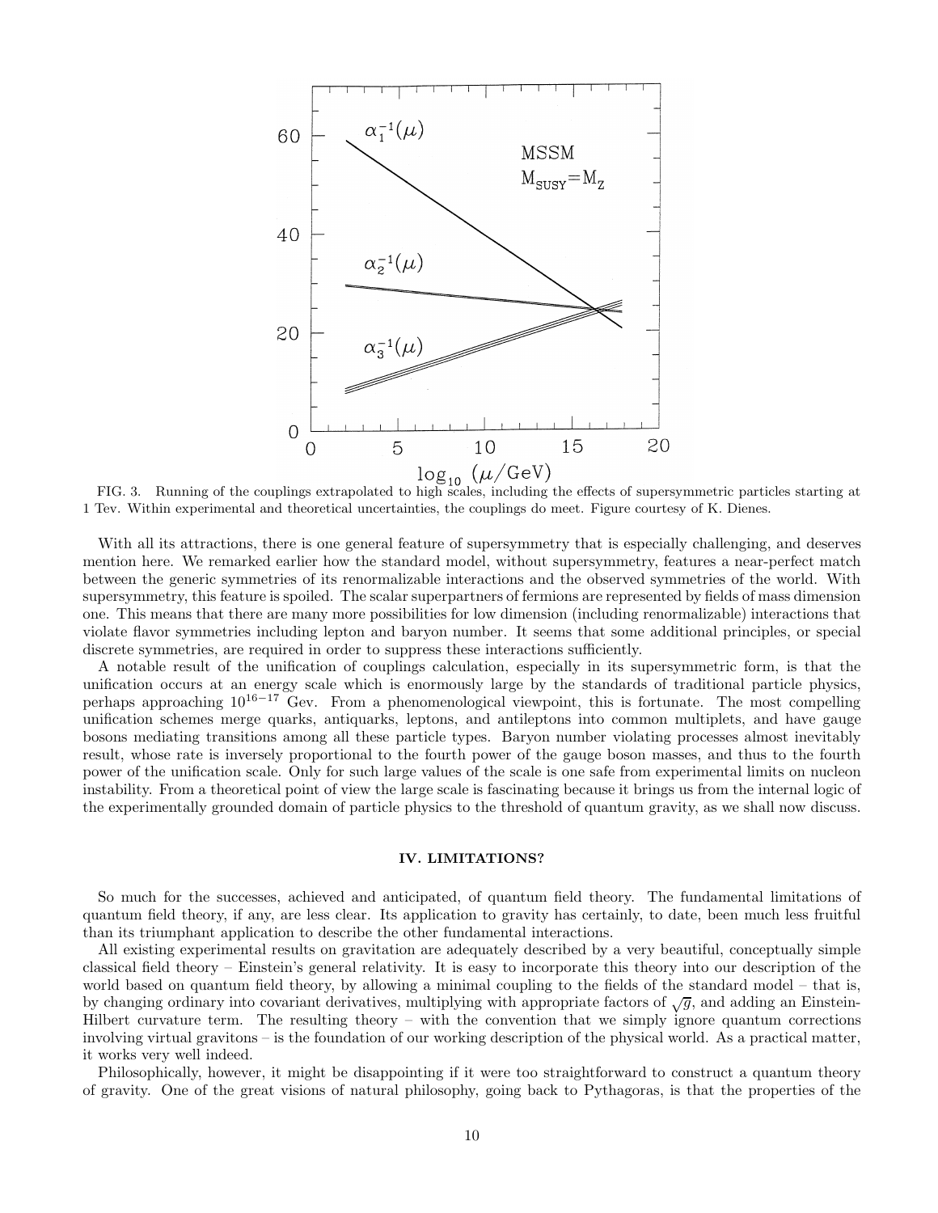$\alpha_1^{-1}(\mu)$

MSSM

$M_{SUSY}=M_Z$

$\alpha_2^{-1}(\mu)$

$\alpha_3^{-1}(\mu)$

60

40

20

0

0 5 10 15 20

$\log_{10}(\mu/\text{GeV})$

FIG. 3. Running of the couplings extrapolated to high scales, including the effects of supersymmetric particles starting at 1 Tev. Within experimental and theoretical uncertainties, the couplings do meet. Figure courtesy of K. Dienes.

With all its attractions, there is one general feature of supersymmetry that is especially challenging, and deserves mention here. We remarked earlier how the standard model, without supersymmetry, features a near-perfect match between the generic symmetries of its renormalizable interactions and the observed symmetries of the world. With supersymmetry, this feature is spoiled. The scalar superpartners of fermions are represented by fields of mass dimension one. This means that there are many more possibilities for low dimension (including renormalizable) interactions that violate flavor symmetries including lepton and baryon number. It seems that some additional principles, or special discrete symmetries, are required in order to suppress these interactions sufficiently.

A notable result of the unification of couplings calculation, especially in its supersymmetric form, is that the unification occurs at an energy scale which is enormously large by the standards of traditional particle physics, perhaps approaching $10^{16-17}$ Gev. From a phenomenological viewpoint, this is fortunate. The most compelling unification schemes merge quarks, antiquarks, leptons, and antileptons into common multiplets, and have gauge bosons mediating transitions among all these particle types. Baryon number violating processes almost inevitably result, whose rate is inversely proportional to the fourth power of the gauge boson masses, and thus to the fourth power of the unification scale. Only for such large values of the scale is one safe from experimental limits on nucleon instability. From a theoretical point of view the large scale is fascinating because it brings us from the internal logic of the experimentally grounded domain of particle physics to the threshold of quantum gravity, as we shall now discuss.

## IV. LIMITATIONS?

So much for the successes, achieved and anticipated, of quantum field theory. The fundamental limitations of quantum field theory, if any, are less clear. Its application to gravity has certainly, to date, been much less fruitful than its triumphant application to describe the other fundamental interactions.

All existing experimental results on gravitation are adequately described by a very beautiful, conceptually simple classical field theory – Einstein's general relativity. It is easy to incorporate this theory into our description of the world based on quantum field theory, by allowing a minimal coupling to the fields of the standard model – that is, by changing ordinary into covariant derivatives, multiplying with appropriate factors of $\sqrt{g}$, and adding an Einstein-Hilbert curvature term. The resulting theory – with the convention that we simply ignore quantum corrections involving virtual gravitons – is the foundation of our working description of the physical world. As a practical matter, it works very well indeed.

Philosophically, however, it might be disappointing if it were too straightforward to construct a quantum theory of gravity. One of the great visions of natural philosophy, going back to Pythagoras, is that the properties of the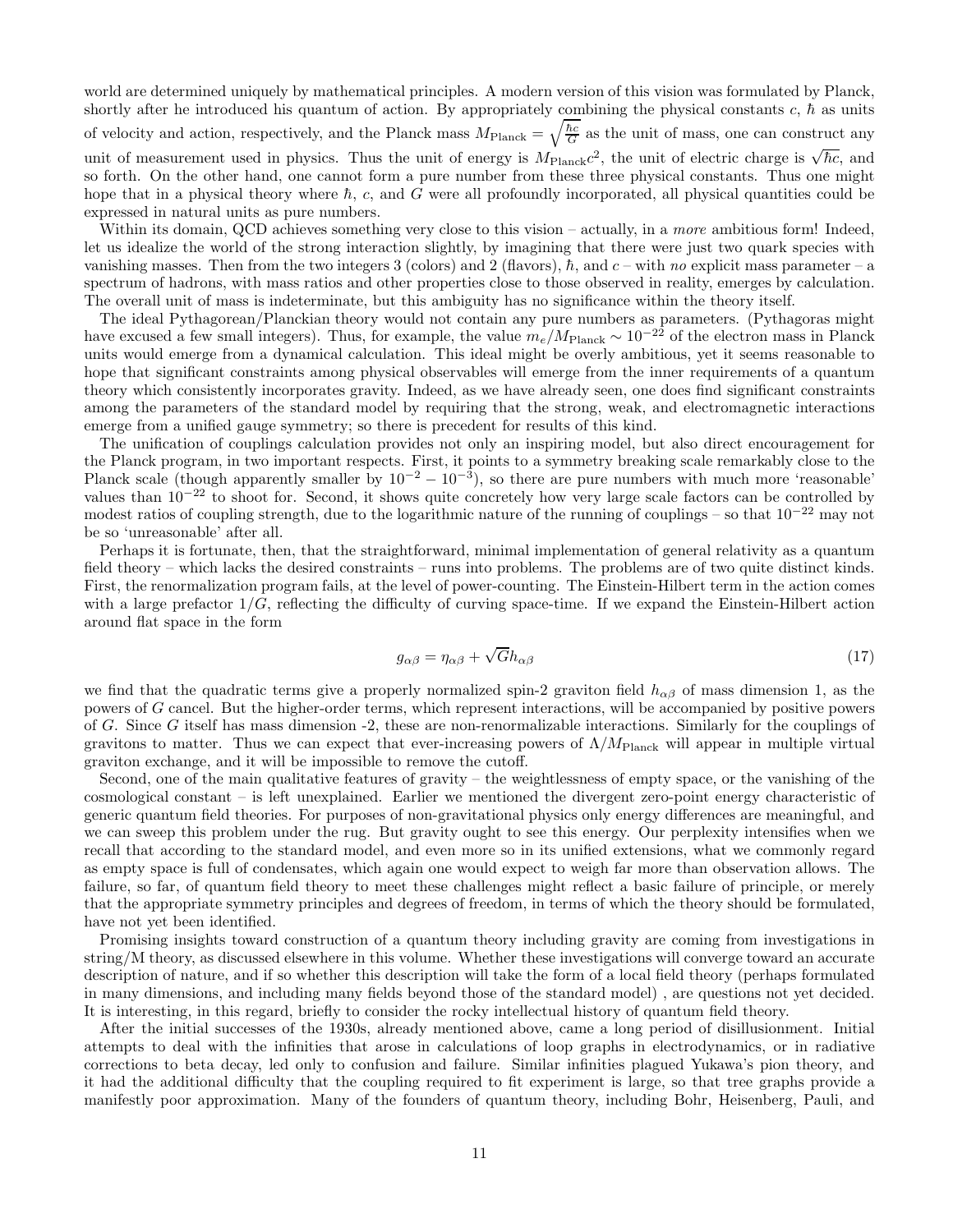world are determined uniquely by mathematical principles. A modern version of this vision was formulated by Planck, shortly after he introduced his quantum of action. By appropriately combining the physical constants $c$, $\hbar$ as units of velocity and action, respectively, and the Planck mass $M_{\rm Planck} = \sqrt{\frac{\hbar c}{G}}$ as the unit of mass, one can construct any unit of measurement used in physics. Thus the unit of energy is $M_{\rm Planck} c^2$, the unit of electric charge is $\sqrt{\hbar c}$, and so forth. On the other hand, one cannot form a pure number from these three physical constants. Thus one might hope that in a physical theory where $\hbar$, $c$, and $G$ were all profoundly incorporated, all physical quantities could be expressed in natural units as pure numbers.

Within its domain, QCD achieves something very close to this vision – actually, in a *more* ambitious form! Indeed, let us idealize the world of the strong interaction slightly, by imagining that there were just two quark species with vanishing masses. Then from the two integers 3 (colors) and 2 (flavors), $\hbar$, and $c$ – with *no* explicit mass parameter – a spectrum of hadrons, with mass ratios and other properties close to those observed in reality, emerges by calculation. The overall unit of mass is indeterminate, but this ambiguity has no significance within the theory itself.

The ideal Pythagorean/Planckian theory would not contain any pure numbers as parameters. (Pythagoras might have excused a few small integers). Thus, for example, the value $m_e/M_{\rm Planck} \sim 10^{-22}$ of the electron mass in Planck units would emerge from a dynamical calculation. This ideal might be overly ambitious, yet it seems reasonable to hope that significant constraints among physical observables will emerge from the inner requirements of a quantum theory which consistently incorporates gravity. Indeed, as we have already seen, one does find significant constraints among the parameters of the standard model by requiring that the strong, weak, and electromagnetic interactions emerge from a unified gauge symmetry; so there is precedent for results of this kind.

The unification of couplings calculation provides not only an inspiring model, but also direct encouragement for the Planck program, in two important respects. First, it points to a symmetry breaking scale remarkably close to the Planck scale (though apparently smaller by $10^{-2} - 10^{-3}$), so there are pure numbers with much more 'reasonable' values than $10^{-22}$ to shoot for. Second, it shows quite concretely how very large scale factors can be controlled by modest ratios of coupling strength, due to the logarithmic nature of the running of couplings – so that $10^{-22}$ may not be so 'unreasonable' after all.

Perhaps it is fortunate, then, that the straightforward, minimal implementation of general relativity as a quantum field theory – which lacks the desired constraints – runs into problems. The problems are of two quite distinct kinds. First, the renormalization program fails, at the level of power-counting. The Einstein-Hilbert term in the action comes with a large prefactor $1/G$, reflecting the difficulty of curving space-time. If we expand the Einstein-Hilbert action around flat space in the form

$$g_{\alpha\beta} = \eta_{\alpha\beta} + \sqrt{G} h_{\alpha\beta} \tag{17}$$

we find that the quadratic terms give a properly normalized spin-2 graviton field $h_{\alpha\beta}$ of mass dimension 1, as the powers of $G$ cancel. But the higher-order terms, which represent interactions, will be accompanied by positive powers of $G$. Since $G$ itself has mass dimension -2, these are non-renormalizable interactions. Similarly for the couplings of gravitons to matter. Thus we can expect that ever-increasing powers of $\Lambda/M_{\rm Planck}$ will appear in multiple virtual graviton exchange, and it will be impossible to remove the cutoff.

Second, one of the main qualitative features of gravity – the weightlessness of empty space, or the vanishing of the cosmological constant – is left unexplained. Earlier we mentioned the divergent zero-point energy characteristic of generic quantum field theories. For purposes of non-gravitational physics only energy differences are meaningful, and we can sweep this problem under the rug. But gravity ought to see this energy. Our perplexity intensifies when we recall that according to the standard model, and even more so in its unified extensions, what we commonly regard as empty space is full of condensates, which again one would expect to weigh far more than observation allows. The failure, so far, of quantum field theory to meet these challenges might reflect a basic failure of principle, or merely that the appropriate symmetry principles and degrees of freedom, in terms of which the theory should be formulated, have not yet been identified.

Promising insights toward construction of a quantum theory including gravity are coming from investigations in string/M theory, as discussed elsewhere in this volume. Whether these investigations will converge toward an accurate description of nature, and if so whether this description will take the form of a local field theory (perhaps formulated in many dimensions, and including many fields beyond those of the standard model) , are questions not yet decided. It is interesting, in this regard, briefly to consider the rocky intellectual history of quantum field theory.

After the initial successes of the 1930s, already mentioned above, came a long period of disillusionment. Initial attempts to deal with the infinities that arose in calculations of loop graphs in electrodynamics, or in radiative corrections to beta decay, led only to confusion and failure. Similar infinities plagued Yukawa's pion theory, and it had the additional difficulty that the coupling required to fit experiment is large, so that tree graphs provide a manifestly poor approximation. Many of the founders of quantum theory, including Bohr, Heisenberg, Pauli, and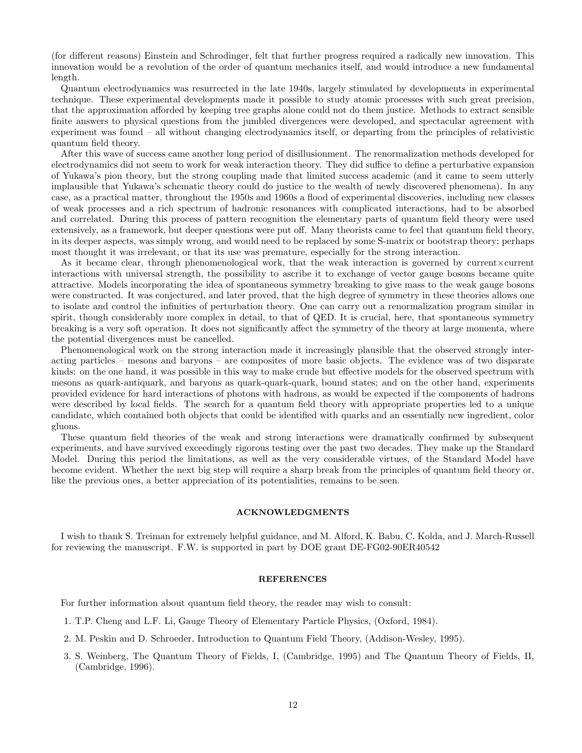(for different reasons) Einstein and Schrodinger, felt that further progress required a radically new innovation. This innovation would be a revolution of the order of quantum mechanics itself, and would introduce a new fundamental length.

Quantum electrodynamics was resurrected in the late 1940s, largely stimulated by developments in experimental technique. These experimental developments made it possible to study atomic processes with such great precision, that the approximation afforded by keeping tree graphs alone could not do them justice. Methods to extract sensible finite answers to physical questions from the jumbled divergences were developed, and spectacular agreement with experiment was found – all without changing electrodynamics itself, or departing from the principles of relativistic quantum field theory.

After this wave of success came another long period of disillusionment. The renormalization methods developed for electrodynamics did not seem to work for weak interaction theory. They did suffice to define a perturbative expansion of Yukawa's pion theory, but the strong coupling made that limited success academic (and it came to seem utterly implausible that Yukawa's schematic theory could do justice to the wealth of newly discovered phenomena). In any case, as a practical matter, throughout the 1950s and 1960s a flood of experimental discoveries, including new classes of weak processes and a rich spectrum of hadronic resonances with complicated interactions, had to be absorbed and correlated. During this process of pattern recognition the elementary parts of quantum field theory were used extensively, as a framework, but deeper questions were put off. Many theorists came to feel that quantum field theory, in its deeper aspects, was simply wrong, and would need to be replaced by some S-matrix or bootstrap theory; perhaps most thought it was irrelevant, or that its use was premature, especially for the strong interaction.

As it became clear, through phenomenological work, that the weak interaction is governed by current×current interactions with universal strength, the possibility to ascribe it to exchange of vector gauge bosons became quite attractive. Models incorporating the idea of spontaneous symmetry breaking to give mass to the weak gauge bosons were constructed. It was conjectured, and later proved, that the high degree of symmetry in these theories allows one to isolate and control the infinities of perturbation theory. One can carry out a renormalization program similar in spirit, though considerably more complex in detail, to that of QED. It is crucial, here, that spontaneous symmetry breaking is a very soft operation. It does not significantly affect the symmetry of the theory at large momenta, where the potential divergences must be cancelled.

Phenomenological work on the strong interaction made it increasingly plausible that the observed strongly interacting particles – mesons and baryons – are composites of more basic objects. The evidence was of two disparate kinds: on the one hand, it was possible in this way to make crude but effective models for the observed spectrum with mesons as quark-antiquark, and baryons as quark-quark-quark, bound states; and on the other hand, experiments provided evidence for hard interactions of photons with hadrons, as would be expected if the components of hadrons were described by local fields. The search for a quantum field theory with appropriate properties led to a unique candidate, which contained both objects that could be identified with quarks and an essentially new ingredient, color gluons.

These quantum field theories of the weak and strong interactions were dramatically confirmed by subsequent experiments, and have survived exceedingly rigorous testing over the past two decades. They make up the Standard Model. During this period the limitations, as well as the very considerable virtues, of the Standard Model have become evident. Whether the next big step will require a sharp break from the principles of quantum field theory or, like the previous ones, a better appreciation of its potentialities, remains to be seen.

## ACKNOWLEDGMENTS

I wish to thank S. Treiman for extremely helpful guidance, and M. Alford, K. Babu, C. Kolda, and J. March-Russell for reviewing the manuscript. F.W. is supported in part by DOE grant DE-FG02-90ER40542

## REFERENCES

For further information about quantum field theory, the reader may wish to consult:

1. T.P. Cheng and L.F. Li, Gauge Theory of Elementary Particle Physics, (Oxford, 1984).
2. M. Peskin and D. Schroeder, Introduction to Quantum Field Theory, (Addison-Wesley, 1995).
3. S. Weinberg, The Quantum Theory of Fields, I, (Cambridge, 1995) and The Quantum Theory of Fields, II, (Cambridge, 1996).